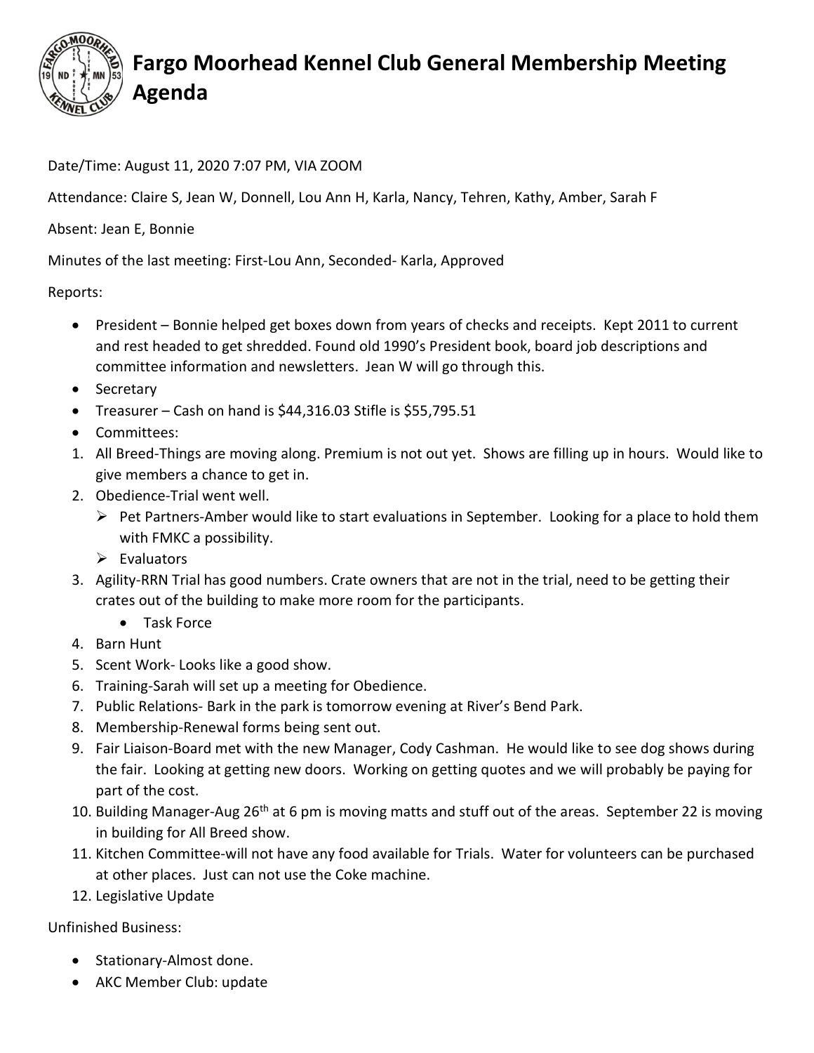# Fargo Moorhead Kennel Club General Membership Meeting Agenda

Date/Time: August 11, 2020 7:07 PM, VIA ZOOM

Attendance: Claire S, Jean W, Donnell, Lou Ann H, Karla, Nancy, Tehren, Kathy, Amber, Sarah F

Absent: Jean E, Bonnie

Minutes of the last meeting: First-Lou Ann, Seconded- Karla, Approved

Reports:

- President – Bonnie helped get boxes down from years of checks and receipts. Kept 2011 to current and rest headed to get shredded. Found old 1990's President book, board job descriptions and committee information and newsletters. Jean W will go through this.
- Secretary
- Treasurer – Cash on hand is $44,316.03 Stifle is $55,795.51
- Committees:

1. All Breed-Things are moving along. Premium is not out yet. Shows are filling up in hours. Would like to give members a chance to get in.
2. Obedience-Trial went well.
    - Pet Partners-Amber would like to start evaluations in September. Looking for a place to hold them with FMKC a possibility.
    - Evaluators
3. Agility-RRN Trial has good numbers. Crate owners that are not in the trial, need to be getting their crates out of the building to make more room for the participants.
    - Task Force
4. Barn Hunt
5. Scent Work- Looks like a good show.
6. Training-Sarah will set up a meeting for Obedience.
7. Public Relations- Bark in the park is tomorrow evening at River's Bend Park.
8. Membership-Renewal forms being sent out.
9. Fair Liaison-Board met with the new Manager, Cody Cashman. He would like to see dog shows during the fair. Looking at getting new doors. Working on getting quotes and we will probably be paying for part of the cost.
10. Building Manager-Aug 26th at 6 pm is moving matts and stuff out of the areas. September 22 is moving in building for All Breed show.
11. Kitchen Committee-will not have any food available for Trials. Water for volunteers can be purchased at other places. Just can not use the Coke machine.
12. Legislative Update

Unfinished Business:

- Stationary-Almost done.
- AKC Member Club: update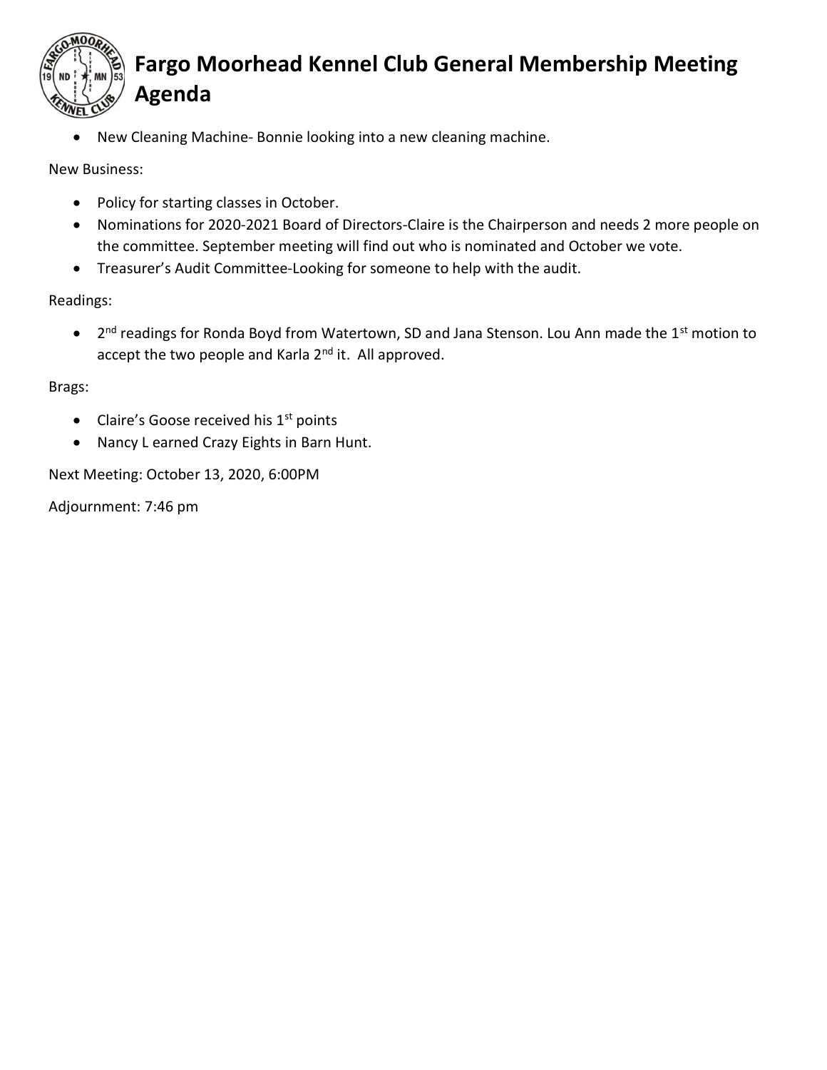# Fargo Moorhead Kennel Club General Membership Meeting Agenda

- New Cleaning Machine- Bonnie looking into a new cleaning machine.

New Business:

- Policy for starting classes in October.
- Nominations for 2020-2021 Board of Directors-Claire is the Chairperson and needs 2 more people on the committee. September meeting will find out who is nominated and October we vote.
- Treasurer's Audit Committee-Looking for someone to help with the audit.

Readings:

- 2nd readings for Ronda Boyd from Watertown, SD and Jana Stenson. Lou Ann made the 1st motion to accept the two people and Karla 2nd it. All approved.

Brags:

- Claire's Goose received his 1st points
- Nancy L earned Crazy Eights in Barn Hunt.

Next Meeting: October 13, 2020, 6:00PM

Adjournment: 7:46 pm